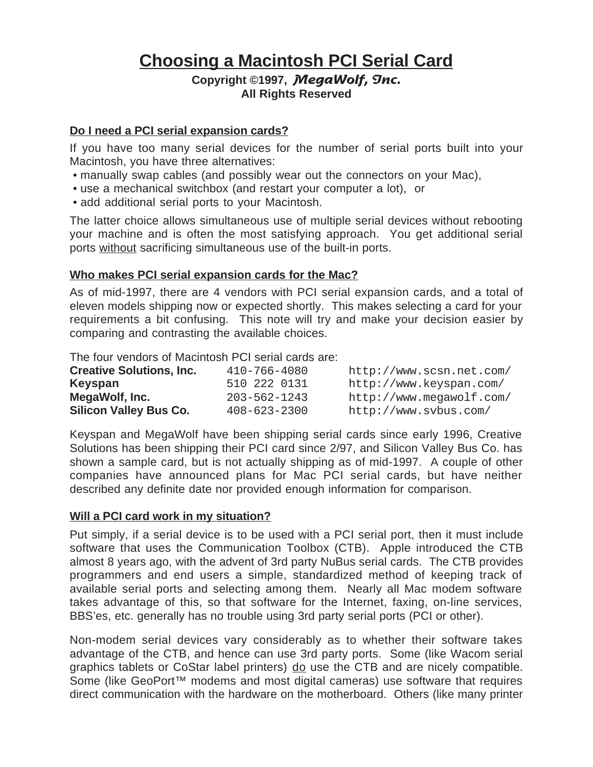# Choosing a Macintosh PCI Serial Card

**Copyright ©1997, *MegaWolf, Inc.***
**All Rights Reserved**

## Do I need a PCI serial expansion cards?

If you have too many serial devices for the number of serial ports built into your Macintosh, you have three alternatives:

- manually swap cables (and possibly wear out the connectors on your Mac),
- use a mechanical switchbox (and restart your computer a lot), or
- add additional serial ports to your Macintosh.

The latter choice allows simultaneous use of multiple serial devices without rebooting your machine and is often the most satisfying approach. You get additional serial ports without sacrificing simultaneous use of the built-in ports.

## Who makes PCI serial expansion cards for the Mac?

As of mid-1997, there are 4 vendors with PCI serial expansion cards, and a total of eleven models shipping now or expected shortly. This makes selecting a card for your requirements a bit confusing. This note will try and make your decision easier by comparing and contrasting the available choices.

The four vendors of Macintosh PCI serial cards are:

| | | |
|---|---|---|
| **Creative Solutions, Inc.** | 410-766-4080 | http://www.scsn.net.com/ |
| **Keyspan** | 510 222 0131 | http://www.keyspan.com/ |
| **MegaWolf, Inc.** | 203-562-1243 | http://www.megawolf.com/ |
| **Silicon Valley Bus Co.** | 408-623-2300 | http://www.svbus.com/ |

Keyspan and MegaWolf have been shipping serial cards since early 1996, Creative Solutions has been shipping their PCI card since 2/97, and Silicon Valley Bus Co. has shown a sample card, but is not actually shipping as of mid-1997. A couple of other companies have announced plans for Mac PCI serial cards, but have neither described any definite date nor provided enough information for comparison.

## Will a PCI card work in my situation?

Put simply, if a serial device is to be used with a PCI serial port, then it must include software that uses the Communication Toolbox (CTB). Apple introduced the CTB almost 8 years ago, with the advent of 3rd party NuBus serial cards. The CTB provides programmers and end users a simple, standardized method of keeping track of available serial ports and selecting among them. Nearly all Mac modem software takes advantage of this, so that software for the Internet, faxing, on-line services, BBS'es, etc. generally has no trouble using 3rd party serial ports (PCI or other).

Non-modem serial devices vary considerably as to whether their software takes advantage of the CTB, and hence can use 3rd party ports. Some (like Wacom serial graphics tablets or CoStar label printers) do use the CTB and are nicely compatible. Some (like GeoPort™ modems and most digital cameras) use software that requires direct communication with the hardware on the motherboard. Others (like many printer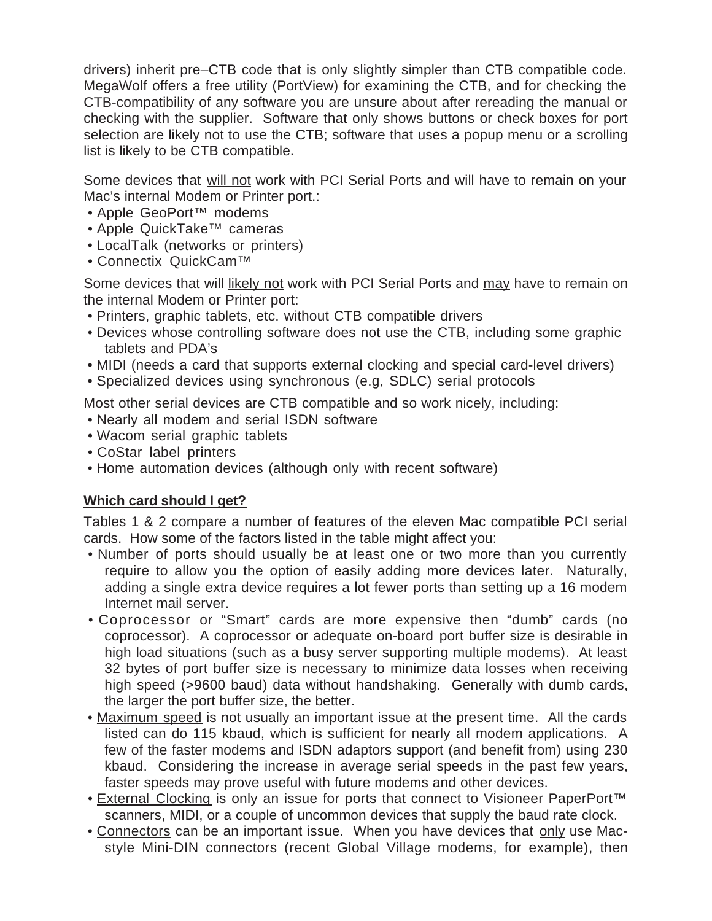drivers) inherit pre–CTB code that is only slightly simpler than CTB compatible code. MegaWolf offers a free utility (PortView) for examining the CTB, and for checking the CTB-compatibility of any software you are unsure about after rereading the manual or checking with the supplier. Software that only shows buttons or check boxes for port selection are likely not to use the CTB; software that uses a popup menu or a scrolling list is likely to be CTB compatible.

Some devices that will not work with PCI Serial Ports and will have to remain on your Mac's internal Modem or Printer port.:

- Apple GeoPort™ modems
- Apple QuickTake™ cameras
- LocalTalk (networks or printers)
- Connectix QuickCam™

Some devices that will likely not work with PCI Serial Ports and may have to remain on the internal Modem or Printer port:

- Printers, graphic tablets, etc. without CTB compatible drivers
- Devices whose controlling software does not use the CTB, including some graphic tablets and PDA's
- MIDI (needs a card that supports external clocking and special card-level drivers)
- Specialized devices using synchronous (e.g, SDLC) serial protocols

Most other serial devices are CTB compatible and so work nicely, including:

- Nearly all modem and serial ISDN software
- Wacom serial graphic tablets
- CoStar label printers
- Home automation devices (although only with recent software)

**Which card should I get?**

Tables 1 & 2 compare a number of features of the eleven Mac compatible PCI serial cards. How some of the factors listed in the table might affect you:

- Number of ports should usually be at least one or two more than you currently require to allow you the option of easily adding more devices later. Naturally, adding a single extra device requires a lot fewer ports than setting up a 16 modem Internet mail server.
- Coprocessor or "Smart" cards are more expensive then "dumb" cards (no coprocessor). A coprocessor or adequate on-board port buffer size is desirable in high load situations (such as a busy server supporting multiple modems). At least 32 bytes of port buffer size is necessary to minimize data losses when receiving high speed (>9600 baud) data without handshaking. Generally with dumb cards, the larger the port buffer size, the better.
- Maximum speed is not usually an important issue at the present time. All the cards listed can do 115 kbaud, which is sufficient for nearly all modem applications. A few of the faster modems and ISDN adaptors support (and benefit from) using 230 kbaud. Considering the increase in average serial speeds in the past few years, faster speeds may prove useful with future modems and other devices.
- External Clocking is only an issue for ports that connect to Visioneer PaperPort™ scanners, MIDI, or a couple of uncommon devices that supply the baud rate clock.
- Connectors can be an important issue. When you have devices that only use Mac-style Mini-DIN connectors (recent Global Village modems, for example), then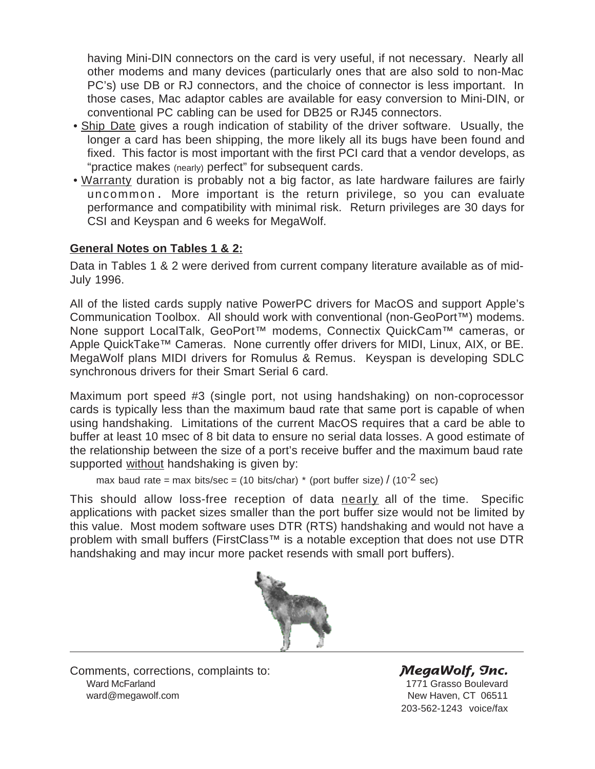having Mini-DIN connectors on the card is very useful, if not necessary. Nearly all other modems and many devices (particularly ones that are also sold to non-Mac PC's) use DB or RJ connectors, and the choice of connector is less important. In those cases, Mac adaptor cables are available for easy conversion to Mini-DIN, or conventional PC cabling can be used for DB25 or RJ45 connectors.

- Ship Date gives a rough indication of stability of the driver software. Usually, the longer a card has been shipping, the more likely all its bugs have been found and fixed. This factor is most important with the first PCI card that a vendor develops, as "practice makes (nearly) perfect" for subsequent cards.
- Warranty duration is probably not a big factor, as late hardware failures are fairly uncommon. More important is the return privilege, so you can evaluate performance and compatibility with minimal risk. Return privileges are 30 days for CSI and Keyspan and 6 weeks for MegaWolf.

**General Notes on Tables 1 & 2:**

Data in Tables 1 & 2 were derived from current company literature available as of mid-July 1996.

All of the listed cards supply native PowerPC drivers for MacOS and support Apple's Communication Toolbox. All should work with conventional (non-GeoPort™) modems. None support LocalTalk, GeoPort™ modems, Connectix QuickCam™ cameras, or Apple QuickTake™ Cameras. None currently offer drivers for MIDI, Linux, AIX, or BE. MegaWolf plans MIDI drivers for Romulus & Remus. Keyspan is developing SDLC synchronous drivers for their Smart Serial 6 card.

Maximum port speed #3 (single port, not using handshaking) on non-coprocessor cards is typically less than the maximum baud rate that same port is capable of when using handshaking. Limitations of the current MacOS requires that a card be able to buffer at least 10 msec of 8 bit data to ensure no serial data losses. A good estimate of the relationship between the size of a port's receive buffer and the maximum baud rate supported without handshaking is given by:

$$\text{max baud rate} = \text{max bits/sec} = (10 \text{ bits/char}) * (\text{port buffer size}) / (10^{-2} \text{ sec})$$

This should allow loss-free reception of data nearly all of the time. Specific applications with packet sizes smaller than the port buffer size would not be limited by this value. Most modem software uses DTR (RTS) handshaking and would not have a problem with small buffers (FirstClass™ is a notable exception that does not use DTR handshaking and may incur more packet resends with small port buffers).

Comments, corrections, complaints to:
Ward McFarland
ward@megawolf.com

***MegaWolf, Inc.***
1771 Grasso Boulevard
New Haven, CT 06511
203-562-1243 voice/fax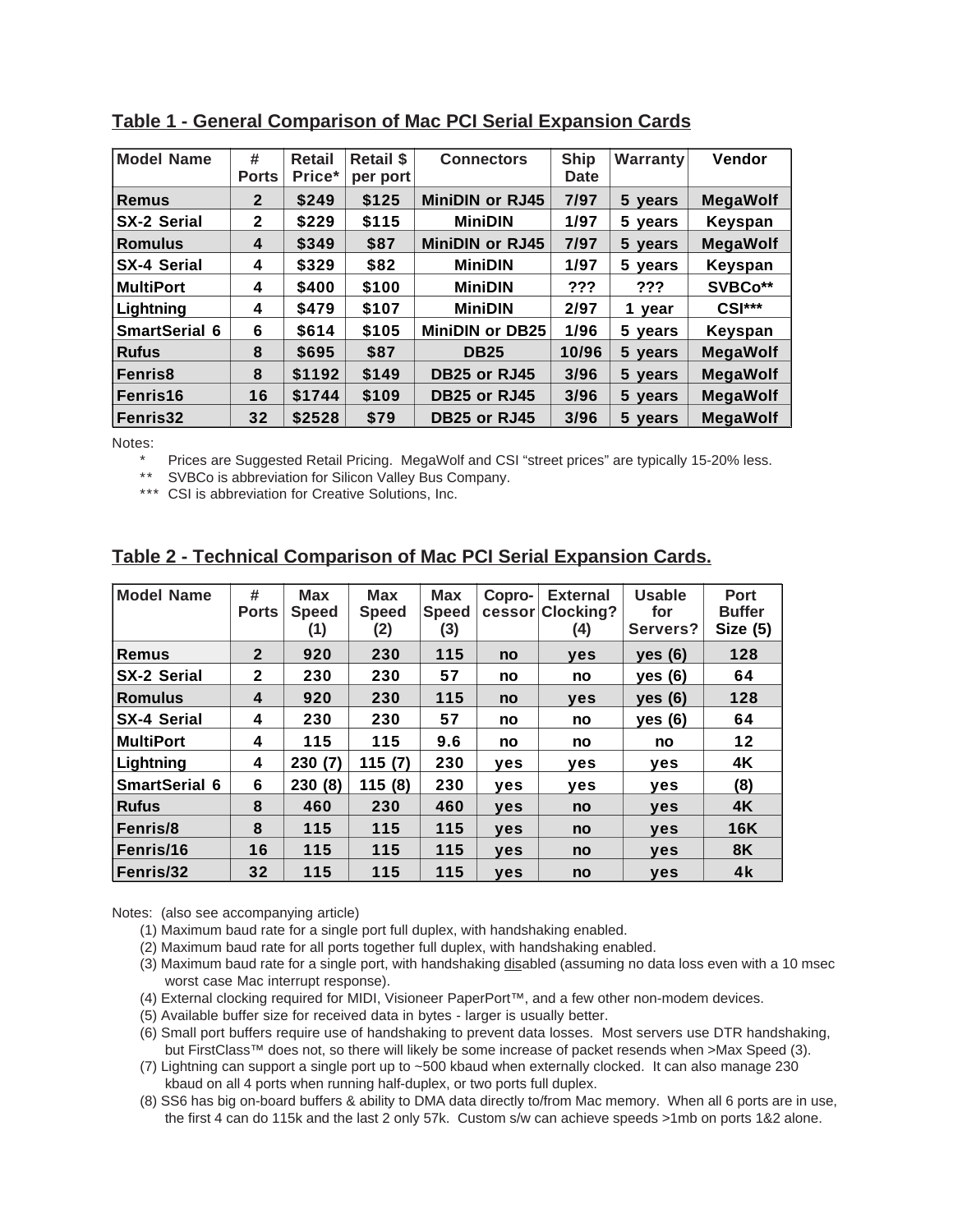## Table 1 - General Comparison of Mac PCI Serial Expansion Cards

| Model Name | # Ports | Retail Price* | Retail $ per port | Connectors | Ship Date | Warranty | Vendor |
|---|---|---|---|---|---|---|---|
| Remus | 2 | $249 | $125 | MiniDIN or RJ45 | 7/97 | 5 years | MegaWolf |
| SX-2 Serial | 2 | $229 | $115 | MiniDIN | 1/97 | 5 years | Keyspan |
| Romulus | 4 | $349 | $87 | MiniDIN or RJ45 | 7/97 | 5 years | MegaWolf |
| SX-4 Serial | 4 | $329 | $82 | MiniDIN | 1/97 | 5 years | Keyspan |
| MultiPort | 4 | $400 | $100 | MiniDIN | ??? | ??? | SVBCo** |
| Lightning | 4 | $479 | $107 | MiniDIN | 2/97 | 1 year | CSI*** |
| SmartSerial 6 | 6 | $614 | $105 | MiniDIN or DB25 | 1/96 | 5 years | Keyspan |
| Rufus | 8 | $695 | $87 | DB25 | 10/96 | 5 years | MegaWolf |
| Fenris8 | 8 | $1192 | $149 | DB25 or RJ45 | 3/96 | 5 years | MegaWolf |
| Fenris16 | 16 | $1744 | $109 | DB25 or RJ45 | 3/96 | 5 years | MegaWolf |
| Fenris32 | 32 | $2528 | $79 | DB25 or RJ45 | 3/96 | 5 years | MegaWolf |

Notes:

- \* Prices are Suggested Retail Pricing. MegaWolf and CSI "street prices" are typically 15-20% less.
- \*\* SVBCo is abbreviation for Silicon Valley Bus Company.
- \*\*\* CSI is abbreviation for Creative Solutions, Inc.

## Table 2 - Technical Comparison of Mac PCI Serial Expansion Cards.

| Model Name | # Ports | Max Speed (1) | Max Speed (2) | Max Speed (3) | Copro-cessor | External Clocking? (4) | Usable for Servers? | Port Buffer Size (5) |
|---|---|---|---|---|---|---|---|---|
| Remus | 2 | 920 | 230 | 115 | no | yes | yes (6) | 128 |
| SX-2 Serial | 2 | 230 | 230 | 57 | no | no | yes (6) | 64 |
| Romulus | 4 | 920 | 230 | 115 | no | yes | yes (6) | 128 |
| SX-4 Serial | 4 | 230 | 230 | 57 | no | no | yes (6) | 64 |
| MultiPort | 4 | 115 | 115 | 9.6 | no | no | no | 12 |
| Lightning | 4 | 230 (7) | 115 (7) | 230 | yes | yes | yes | 4K |
| SmartSerial 6 | 6 | 230 (8) | 115 (8) | 230 | yes | yes | yes | (8) |
| Rufus | 8 | 460 | 230 | 460 | yes | no | yes | 4K |
| Fenris/8 | 8 | 115 | 115 | 115 | yes | no | yes | 16K |
| Fenris/16 | 16 | 115 | 115 | 115 | yes | no | yes | 8K |
| Fenris/32 | 32 | 115 | 115 | 115 | yes | no | yes | 4k |

Notes: (also see accompanying article)

(1) Maximum baud rate for a single port full duplex, with handshaking enabled.
(2) Maximum baud rate for all ports together full duplex, with handshaking enabled.
(3) Maximum baud rate for a single port, with handshaking disabled (assuming no data loss even with a 10 msec worst case Mac interrupt response).
(4) External clocking required for MIDI, Visioneer PaperPort™, and a few other non-modem devices.
(5) Available buffer size for received data in bytes - larger is usually better.
(6) Small port buffers require use of handshaking to prevent data losses. Most servers use DTR handshaking, but FirstClass™ does not, so there will likely be some increase of packet resends when >Max Speed (3).
(7) Lightning can support a single port up to ~500 kbaud when externally clocked. It can also manage 230 kbaud on all 4 ports when running half-duplex, or two ports full duplex.
(8) SS6 has big on-board buffers & ability to DMA data directly to/from Mac memory. When all 6 ports are in use, the first 4 can do 115k and the last 2 only 57k. Custom s/w can achieve speeds >1mb on ports 1&2 alone.